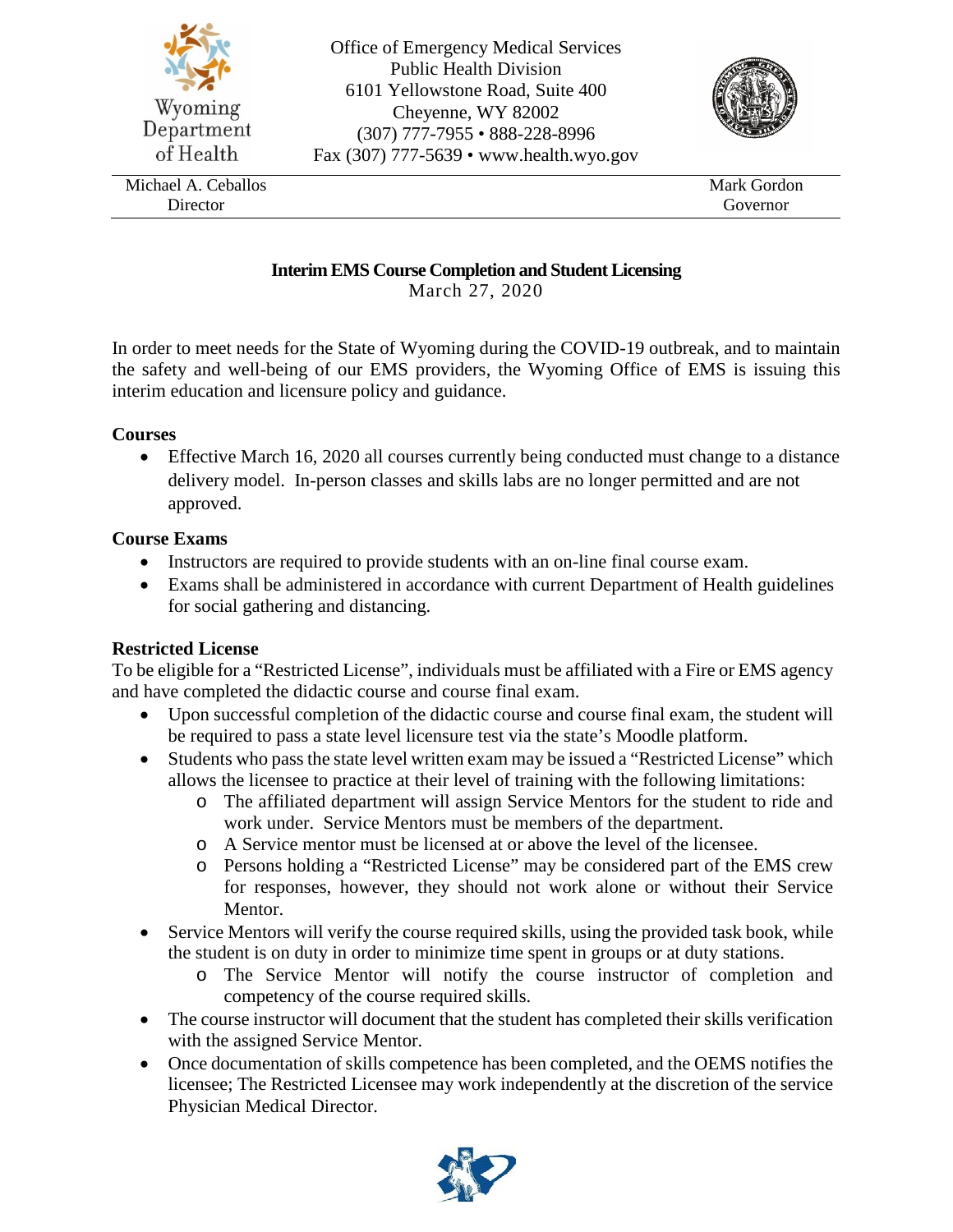Wyoming Department of Health

Office of Emergency Medical Services
Public Health Division
6101 Yellowstone Road, Suite 400
Cheyenne, WY 82002
(307) 777-7955 • 888-228-8996
Fax (307) 777-5639 • www.health.wyo.gov

Michael A. Ceballos
Director

Mark Gordon
Governor

**Interim EMS Course Completion and Student Licensing**
March 27, 2020

In order to meet needs for the State of Wyoming during the COVID-19 outbreak, and to maintain the safety and well-being of our EMS providers, the Wyoming Office of EMS is issuing this interim education and licensure policy and guidance.

**Courses**

- Effective March 16, 2020 all courses currently being conducted must change to a distance delivery model. In-person classes and skills labs are no longer permitted and are not approved.

**Course Exams**

- Instructors are required to provide students with an on-line final course exam.
- Exams shall be administered in accordance with current Department of Health guidelines for social gathering and distancing.

**Restricted License**

To be eligible for a "Restricted License", individuals must be affiliated with a Fire or EMS agency and have completed the didactic course and course final exam.

- Upon successful completion of the didactic course and course final exam, the student will be required to pass a state level licensure test via the state's Moodle platform.
- Students who pass the state level written exam may be issued a "Restricted License" which allows the licensee to practice at their level of training with the following limitations:
  - The affiliated department will assign Service Mentors for the student to ride and work under. Service Mentors must be members of the department.
  - A Service mentor must be licensed at or above the level of the licensee.
  - Persons holding a "Restricted License" may be considered part of the EMS crew for responses, however, they should not work alone or without their Service Mentor.
- Service Mentors will verify the course required skills, using the provided task book, while the student is on duty in order to minimize time spent in groups or at duty stations.
  - The Service Mentor will notify the course instructor of completion and competency of the course required skills.
- The course instructor will document that the student has completed their skills verification with the assigned Service Mentor.
- Once documentation of skills competence has been completed, and the OEMS notifies the licensee; The Restricted Licensee may work independently at the discretion of the service Physician Medical Director.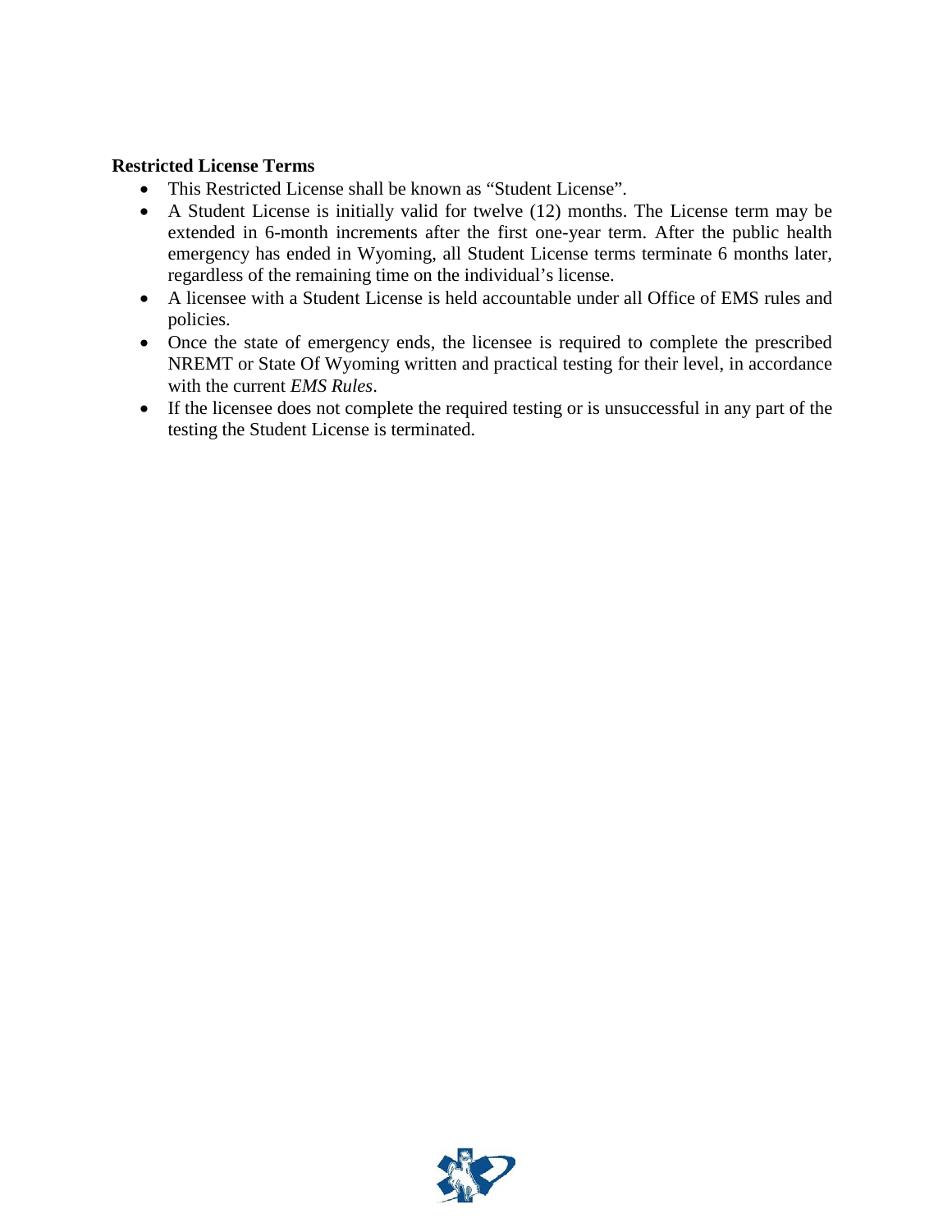**Restricted License Terms**

- This Restricted License shall be known as "Student License".
- A Student License is initially valid for twelve (12) months. The License term may be extended in 6-month increments after the first one-year term. After the public health emergency has ended in Wyoming, all Student License terms terminate 6 months later, regardless of the remaining time on the individual's license.
- A licensee with a Student License is held accountable under all Office of EMS rules and policies.
- Once the state of emergency ends, the licensee is required to complete the prescribed NREMT or State Of Wyoming written and practical testing for their level, in accordance with the current *EMS Rules*.
- If the licensee does not complete the required testing or is unsuccessful in any part of the testing the Student License is terminated.